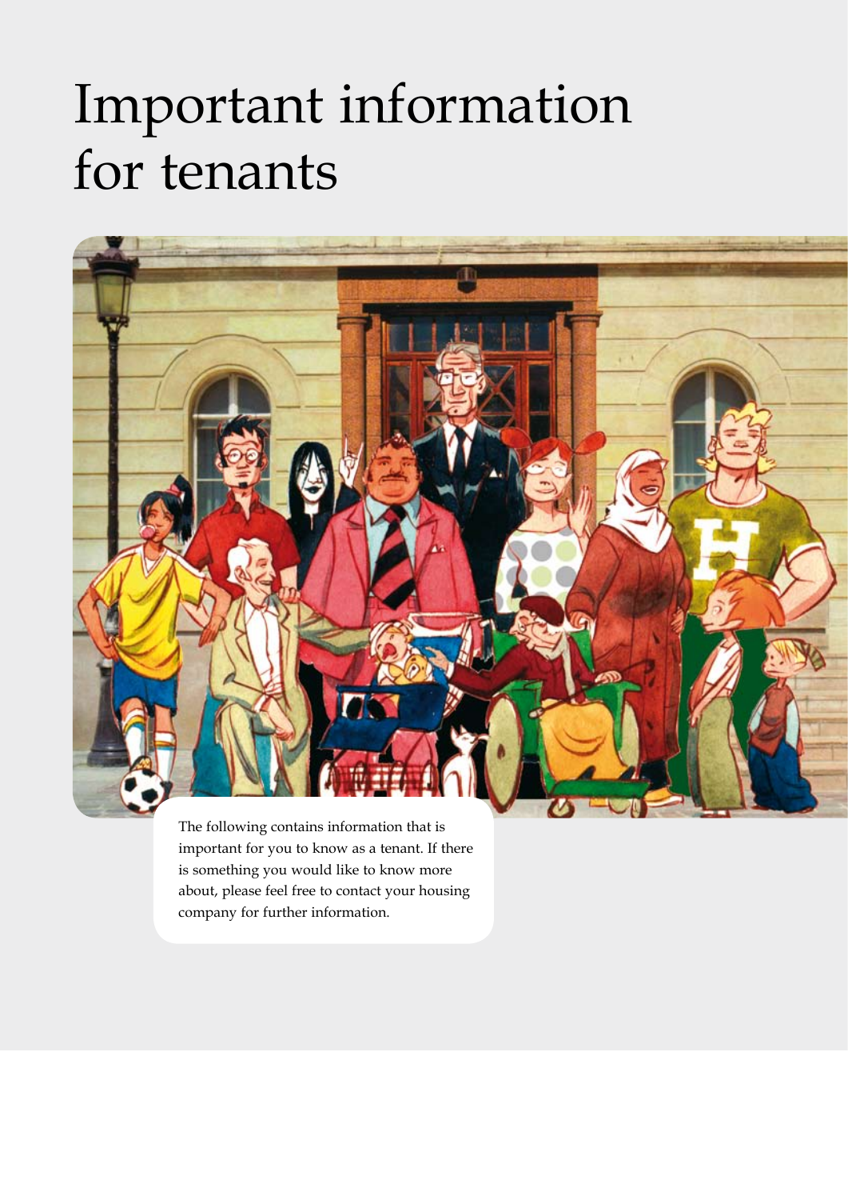# Important information for tenants

The following contains information that is important for you to know as a tenant. If there is something you would like to know more about, please feel free to contact your housing company for further information.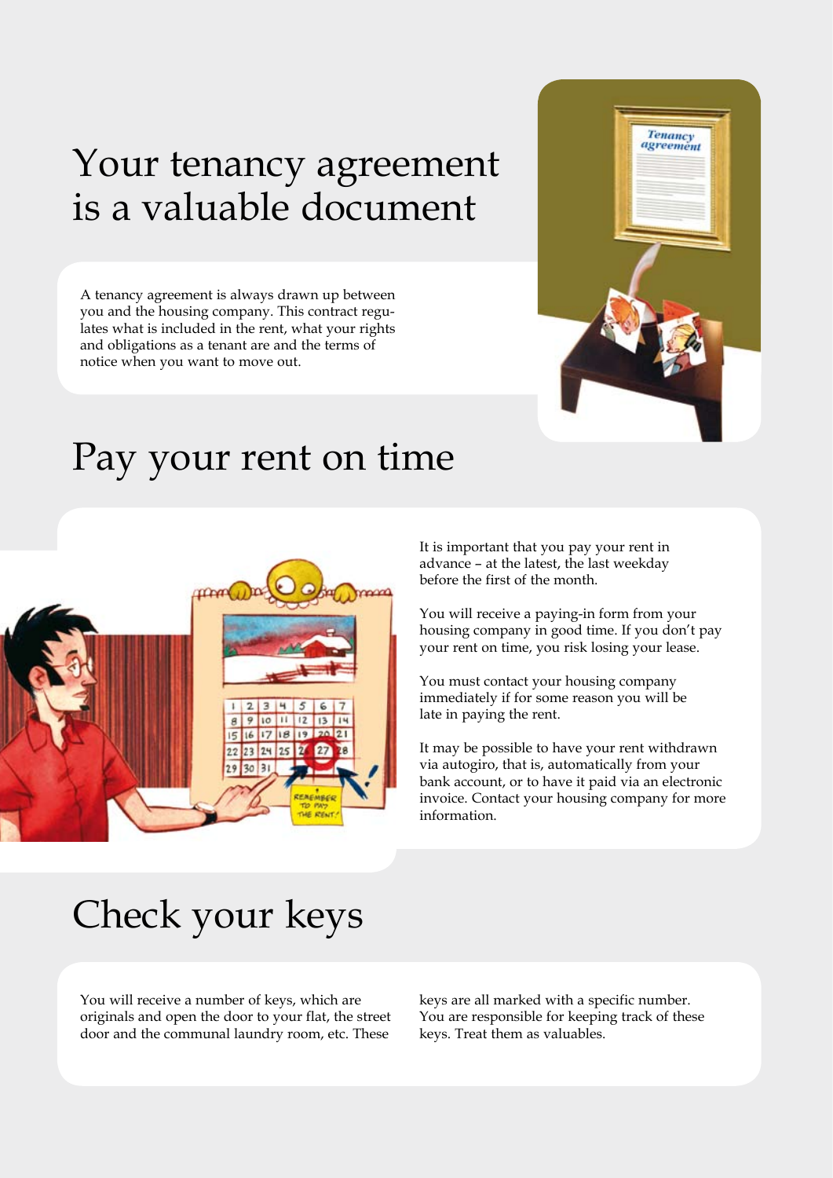# Your tenancy agreement is a valuable document

A tenancy agreement is always drawn up between you and the housing company. This contract regulates what is included in the rent, what your rights and obligations as a tenant are and the terms of notice when you want to move out.

# Pay your rent on time

It is important that you pay your rent in advance – at the latest, the last weekday before the first of the month.

You will receive a paying-in form from your housing company in good time. If you don't pay your rent on time, you risk losing your lease.

You must contact your housing company immediately if for some reason you will be late in paying the rent.

It may be possible to have your rent withdrawn via autogiro, that is, automatically from your bank account, or to have it paid via an electronic invoice. Contact your housing company for more information.

# Check your keys

You will receive a number of keys, which are originals and open the door to your flat, the street door and the communal laundry room, etc. These keys are all marked with a specific number. You are responsible for keeping track of these keys. Treat them as valuables.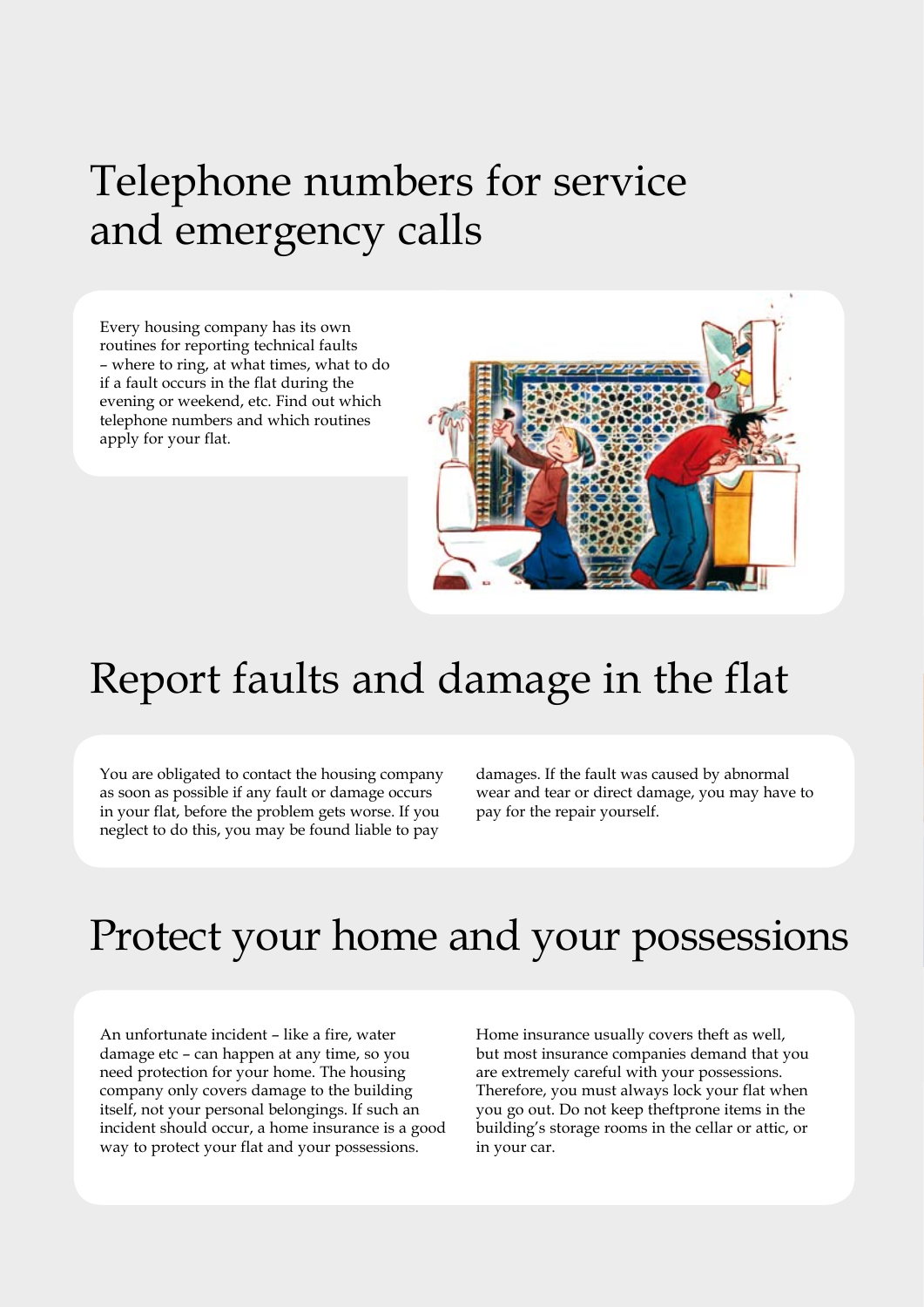# Telephone numbers for service and emergency calls

Every housing company has its own routines for reporting technical faults – where to ring, at what times, what to do if a fault occurs in the flat during the evening or weekend, etc. Find out which telephone numbers and which routines apply for your flat.

# Report faults and damage in the flat

You are obligated to contact the housing company as soon as possible if any fault or damage occurs in your flat, before the problem gets worse. If you neglect to do this, you may be found liable to pay damages. If the fault was caused by abnormal wear and tear or direct damage, you may have to pay for the repair yourself.

# Protect your home and your possessions

An unfortunate incident – like a fire, water damage etc – can happen at any time, so you need protection for your home. The housing company only covers damage to the building itself, not your personal belongings. If such an incident should occur, a home insurance is a good way to protect your flat and your possessions.

Home insurance usually covers theft as well, but most insurance companies demand that you are extremely careful with your possessions. Therefore, you must always lock your flat when you go out. Do not keep theftprone items in the building's storage rooms in the cellar or attic, or in your car.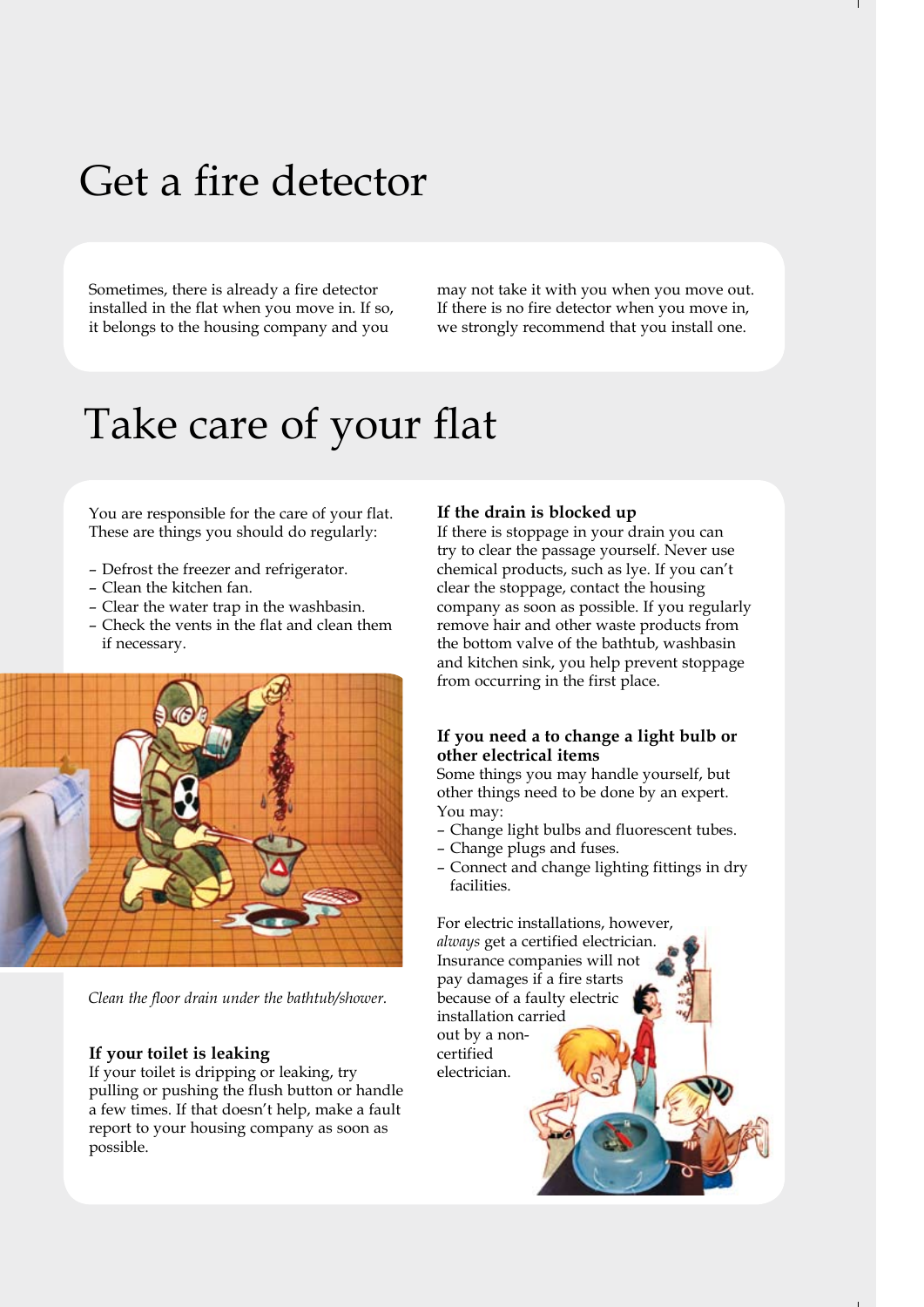# Get a fire detector

Sometimes, there is already a fire detector installed in the flat when you move in. If so, it belongs to the housing company and you may not take it with you when you move out. If there is no fire detector when you move in, we strongly recommend that you install one.

# Take care of your flat

You are responsible for the care of your flat. These are things you should do regularly:

- Defrost the freezer and refrigerator.
- Clean the kitchen fan.
- Clear the water trap in the washbasin.
- Check the vents in the flat and clean them if necessary.

*Clean the floor drain under the bathtub/shower.*

**If your toilet is leaking**

If your toilet is dripping or leaking, try pulling or pushing the flush button or handle a few times. If that doesn't help, make a fault report to your housing company as soon as possible.

**If the drain is blocked up**

If there is stoppage in your drain you can try to clear the passage yourself. Never use chemical products, such as lye. If you can't clear the stoppage, contact the housing company as soon as possible. If you regularly remove hair and other waste products from the bottom valve of the bathtub, washbasin and kitchen sink, you help prevent stoppage from occurring in the first place.

**If you need a to change a light bulb or other electrical items**

Some things you may handle yourself, but other things need to be done by an expert. You may:

- Change light bulbs and fluorescent tubes.
- Change plugs and fuses.
- Connect and change lighting fittings in dry facilities.

For electric installations, however, *always* get a certified electrician. Insurance companies will not pay damages if a fire starts because of a faulty electric installation carried out by a non-certified electrician.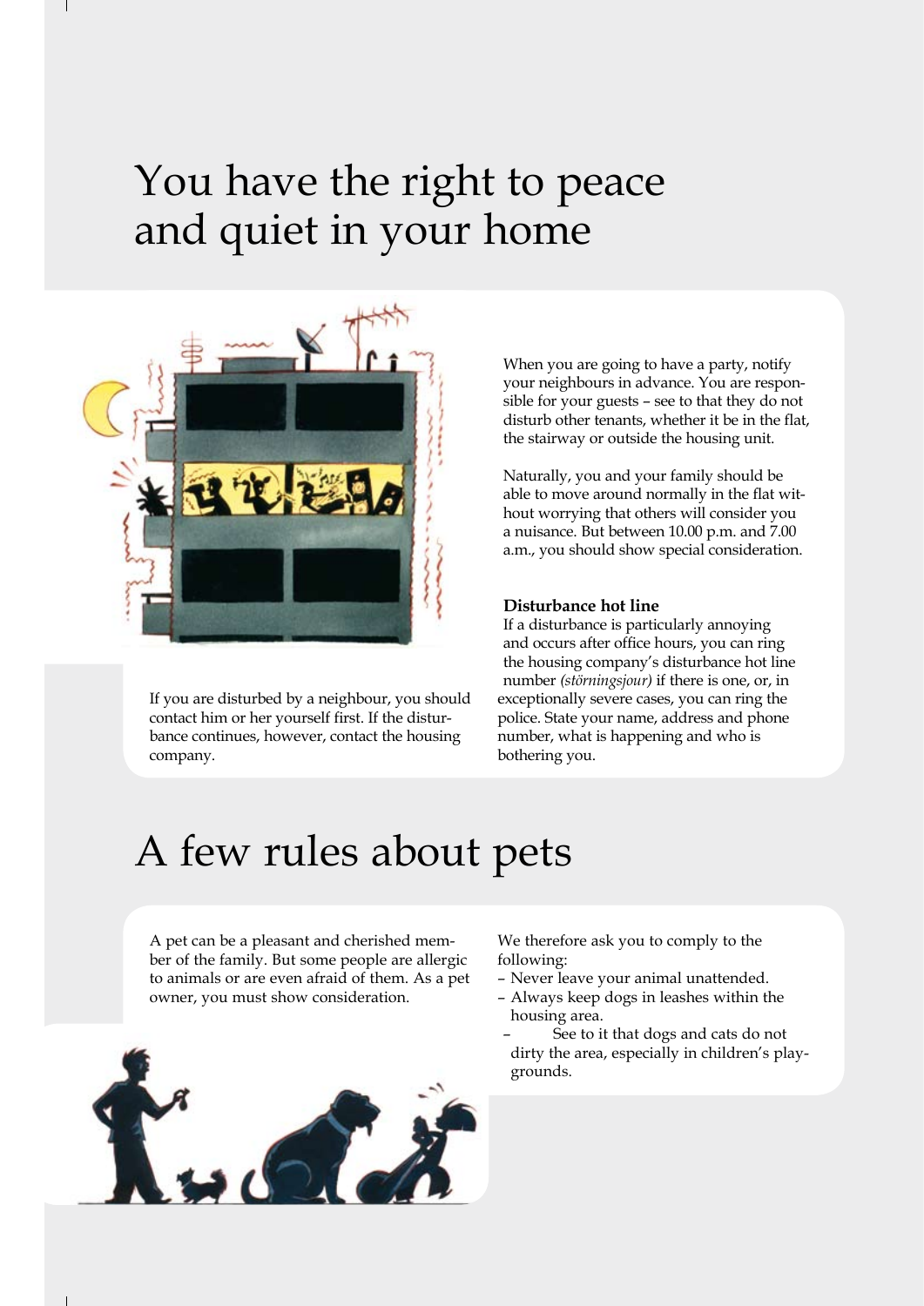# You have the right to peace and quiet in your home

If you are disturbed by a neighbour, you should contact him or her yourself first. If the disturbance continues, however, contact the housing company.

When you are going to have a party, notify your neighbours in advance. You are responsible for your guests – see to that they do not disturb other tenants, whether it be in the flat, the stairway or outside the housing unit.

Naturally, you and your family should be able to move around normally in the flat without worrying that others will consider you a nuisance. But between 10.00 p.m. and 7.00 a.m., you should show special consideration.

**Disturbance hot line**

If a disturbance is particularly annoying and occurs after office hours, you can ring the housing company's disturbance hot line number *(störningsjour)* if there is one, or, in exceptionally severe cases, you can ring the police. State your name, address and phone number, what is happening and who is bothering you.

# A few rules about pets

A pet can be a pleasant and cherished member of the family. But some people are allergic to animals or are even afraid of them. As a pet owner, you must show consideration.

We therefore ask you to comply to the following:

- Never leave your animal unattended.
- Always keep dogs in leashes within the housing area.
- See to it that dogs and cats do not dirty the area, especially in children's playgrounds.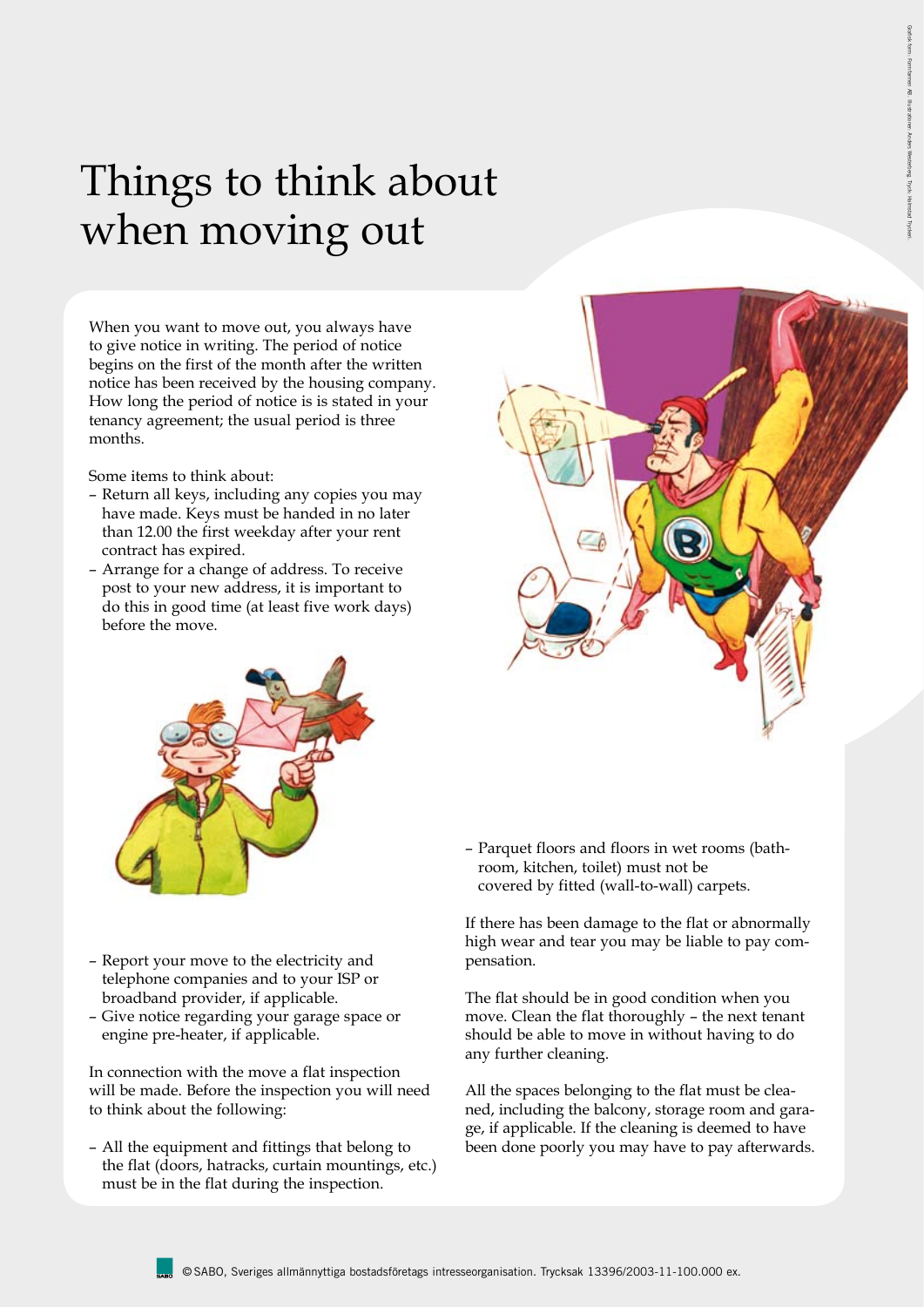# Things to think about when moving out

When you want to move out, you always have to give notice in writing. The period of notice begins on the first of the month after the written notice has been received by the housing company. How long the period of notice is is stated in your tenancy agreement; the usual period is three months.

Some items to think about:

- Return all keys, including any copies you may have made. Keys must be handed in no later than 12.00 the first weekday after your rent contract has expired.
- Arrange for a change of address. To receive post to your new address, it is important to do this in good time (at least five work days) before the move.
- Report your move to the electricity and telephone companies and to your ISP or broadband provider, if applicable.
- Give notice regarding your garage space or engine pre-heater, if applicable.

In connection with the move a flat inspection will be made. Before the inspection you will need to think about the following:

- All the equipment and fittings that belong to the flat (doors, hatracks, curtain mountings, etc.) must be in the flat during the inspection.
- Parquet floors and floors in wet rooms (bathroom, kitchen, toilet) must not be covered by fitted (wall-to-wall) carpets.

If there has been damage to the flat or abnormally high wear and tear you may be liable to pay compensation.

The flat should be in good condition when you move. Clean the flat thoroughly – the next tenant should be able to move in without having to do any further cleaning.

All the spaces belonging to the flat must be cleaned, including the balcony, storage room and garage, if applicable. If the cleaning is deemed to have been done poorly you may have to pay afterwards.

© SABO, Sveriges allmännyttiga bostadsföretags intresseorganisation. Trycksak 13396/2003-11-100.000 ex.